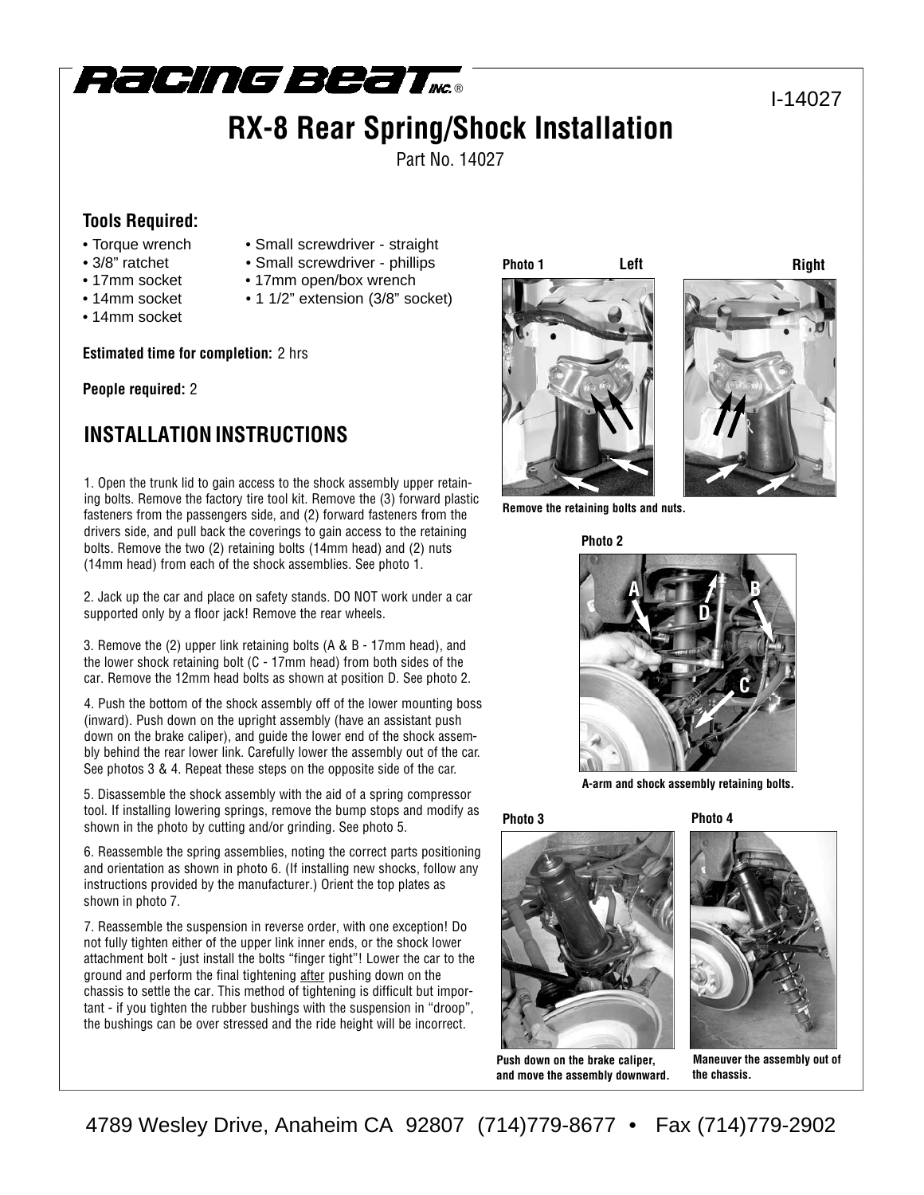I-14027

# RX-8 Rear Spring/Shock Installation

Part No. 14027

### Tools Required:

- Torque wrench
- 3/8" ratchet
- 17mm socket
- 14mm socket
- 14mm socket
- Small screwdriver - straight
- Small screwdriver - phillips
- 17mm open/box wrench
- 1 1/2" extension (3/8" socket)

**Estimated time for completion:** 2 hrs

**People required:** 2

## INSTALLATION INSTRUCTIONS

1. Open the trunk lid to gain access to the shock assembly upper retaining bolts. Remove the factory tire tool kit. Remove the (3) forward plastic fasteners from the passengers side, and (2) forward fasteners from the drivers side, and pull back the coverings to gain access to the retaining bolts. Remove the two (2) retaining bolts (14mm head) and (2) nuts (14mm head) from each of the shock assemblies. See photo 1.

2. Jack up the car and place on safety stands. DO NOT work under a car supported only by a floor jack! Remove the rear wheels.

3. Remove the (2) upper link retaining bolts (A & B - 17mm head), and the lower shock retaining bolt (C - 17mm head) from both sides of the car. Remove the 12mm head bolts as shown at position D. See photo 2.

4. Push the bottom of the shock assembly off of the lower mounting boss (inward). Push down on the upright assembly (have an assistant push down on the brake caliper), and guide the lower end of the shock assembly behind the rear lower link. Carefully lower the assembly out of the car. See photos 3 & 4. Repeat these steps on the opposite side of the car.

5. Disassemble the shock assembly with the aid of a spring compressor tool. If installing lowering springs, remove the bump stops and modify as shown in the photo by cutting and/or grinding. See photo 5.

6. Reassemble the spring assemblies, noting the correct parts positioning and orientation as shown in photo 6. (If installing new shocks, follow any instructions provided by the manufacturer.) Orient the top plates as shown in photo 7.

7. Reassemble the suspension in reverse order, with one exception! Do not fully tighten either of the upper link inner ends, or the shock lower attachment bolt - just install the bolts "finger tight"! Lower the car to the ground and perform the final tightening after pushing down on the chassis to settle the car. This method of tightening is difficult but important - if you tighten the rubber bushings with the suspension in "droop", the bushings can be over stressed and the ride height will be incorrect.

**Photo 1** Left Right

**Remove the retaining bolts and nuts.**

**Photo 2**

**A-arm and shock assembly retaining bolts.**

**Photo 3**

**Push down on the brake caliper, and move the assembly downward.**

**Photo 4**

**Maneuver the assembly out of the chassis.**

4789 Wesley Drive, Anaheim CA 92807 (714)779-8677 • Fax (714)779-2902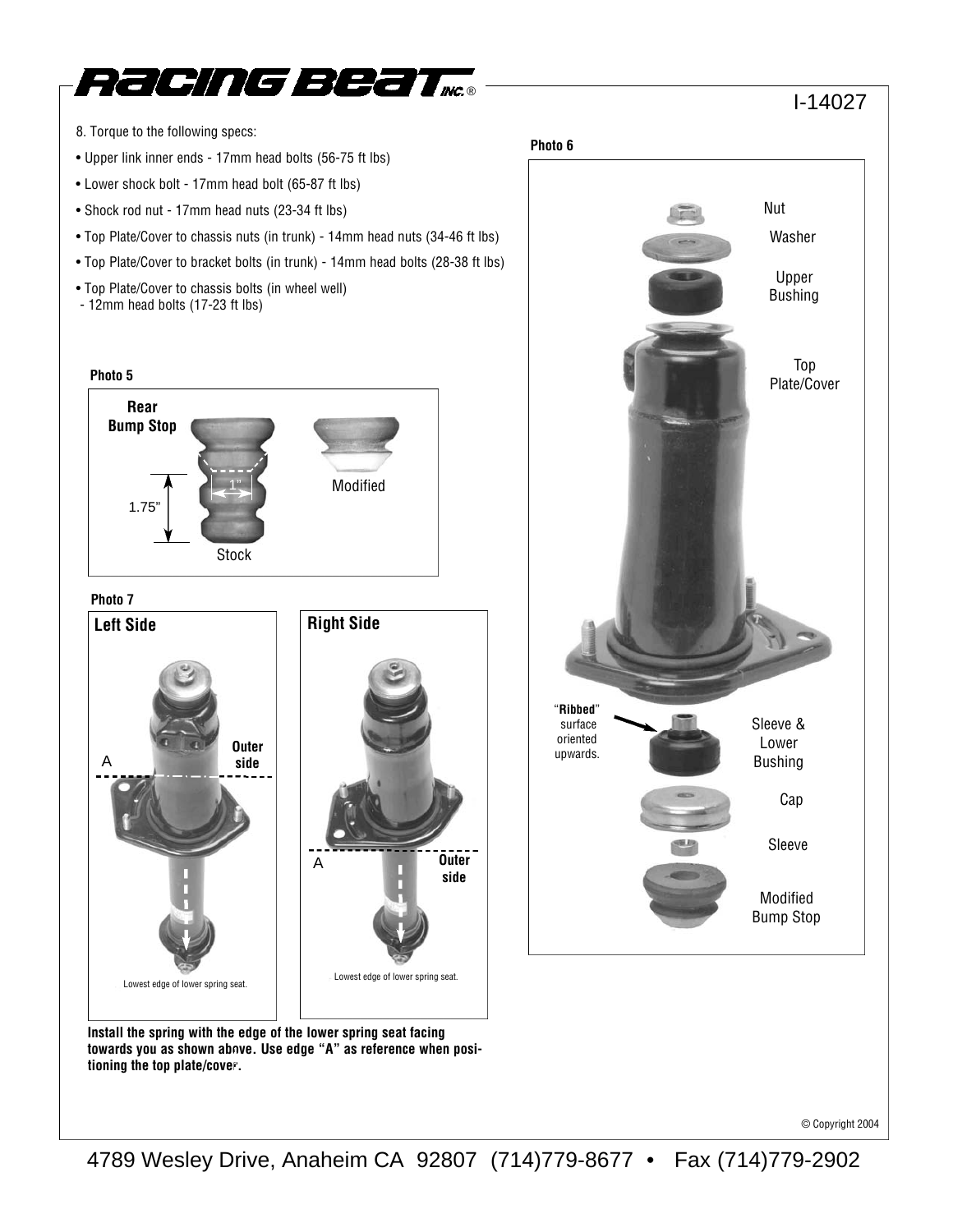I-14027

8. Torque to the following specs:

- Upper link inner ends - 17mm head bolts (56-75 ft lbs)
- Lower shock bolt - 17mm head bolt (65-87 ft lbs)
- Shock rod nut - 17mm head nuts (23-34 ft lbs)
- Top Plate/Cover to chassis nuts (in trunk) - 14mm head nuts (34-46 ft lbs)
- Top Plate/Cover to bracket bolts (in trunk) - 14mm head bolts (28-38 ft lbs)
- Top Plate/Cover to chassis bolts (in wheel well) - 12mm head bolts (17-23 ft lbs)

**Photo 5**

**Rear Bump Stop**

1.75"

1"

Stock

Modified

**Photo 7**

**Left Side**

A

**Outer side**

Lowest edge of lower spring seat.

**Right Side**

A

**Outer side**

Lowest edge of lower spring seat.

**Install the spring with the edge of the lower spring seat facing towards you as shown above. Use edge "A" as reference when positioning the top plate/cover.**

**Photo 6**

Nut

Washer

Upper Bushing

Top Plate/Cover

"**Ribbed**" surface oriented upwards.

Sleeve & Lower Bushing

Cap

Sleeve

Modified Bump Stop

© Copyright 2004

4789 Wesley Drive, Anaheim CA 92807 (714)779-8677 • Fax (714)779-2902